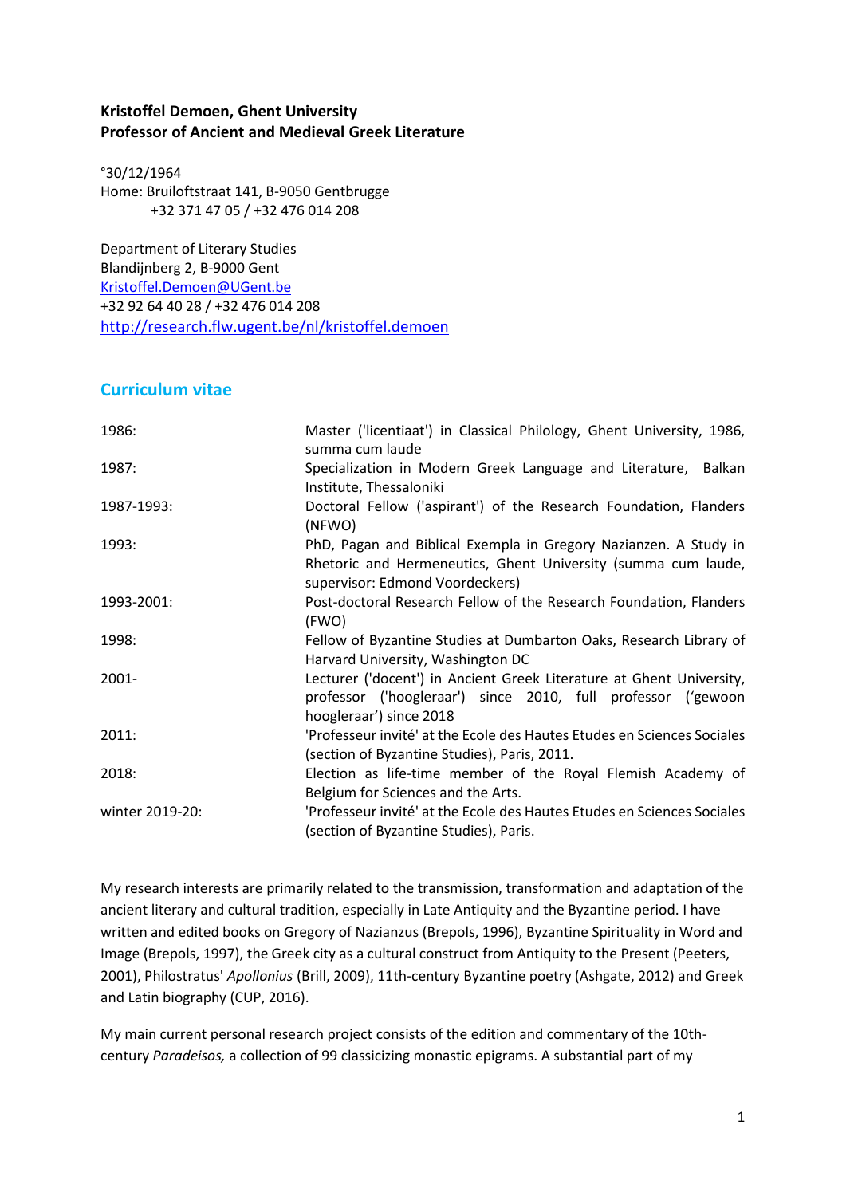**Kristoffel Demoen, Ghent University**
**Professor of Ancient and Medieval Greek Literature**

°30/12/1964
Home: Bruiloftstraat 141, B-9050 Gentbrugge
+32 371 47 05 / +32 476 014 208

Department of Literary Studies
Blandijnberg 2, B-9000 Gent
Kristoffel.Demoen@UGent.be
+32 92 64 40 28 / +32 476 014 208
http://research.flw.ugent.be/nl/kristoffel.demoen

## Curriculum vitae

| | |
|---|---|
| 1986: | Master ('licentiaat') in Classical Philology, Ghent University, 1986, summa cum laude |
| 1987: | Specialization in Modern Greek Language and Literature, Balkan Institute, Thessaloniki |
| 1987-1993: | Doctoral Fellow ('aspirant') of the Research Foundation, Flanders (NFWO) |
| 1993: | PhD, Pagan and Biblical Exempla in Gregory Nazianzen. A Study in Rhetoric and Hermeneutics, Ghent University (summa cum laude, supervisor: Edmond Voordeckers) |
| 1993-2001: | Post-doctoral Research Fellow of the Research Foundation, Flanders (FWO) |
| 1998: | Fellow of Byzantine Studies at Dumbarton Oaks, Research Library of Harvard University, Washington DC |
| 2001- | Lecturer ('docent') in Ancient Greek Literature at Ghent University, professor ('hoogleraar') since 2010, full professor ('gewoon hoogleraar') since 2018 |
| 2011: | 'Professeur invité' at the Ecole des Hautes Etudes en Sciences Sociales (section of Byzantine Studies), Paris, 2011. |
| 2018: | Election as life-time member of the Royal Flemish Academy of Belgium for Sciences and the Arts. |
| winter 2019-20: | 'Professeur invité' at the Ecole des Hautes Etudes en Sciences Sociales (section of Byzantine Studies), Paris. |

My research interests are primarily related to the transmission, transformation and adaptation of the ancient literary and cultural tradition, especially in Late Antiquity and the Byzantine period. I have written and edited books on Gregory of Nazianzus (Brepols, 1996), Byzantine Spirituality in Word and Image (Brepols, 1997), the Greek city as a cultural construct from Antiquity to the Present (Peeters, 2001), Philostratus' *Apollonius* (Brill, 2009), 11th-century Byzantine poetry (Ashgate, 2012) and Greek and Latin biography (CUP, 2016).

My main current personal research project consists of the edition and commentary of the 10th-century *Paradeisos,* a collection of 99 classicizing monastic epigrams. A substantial part of my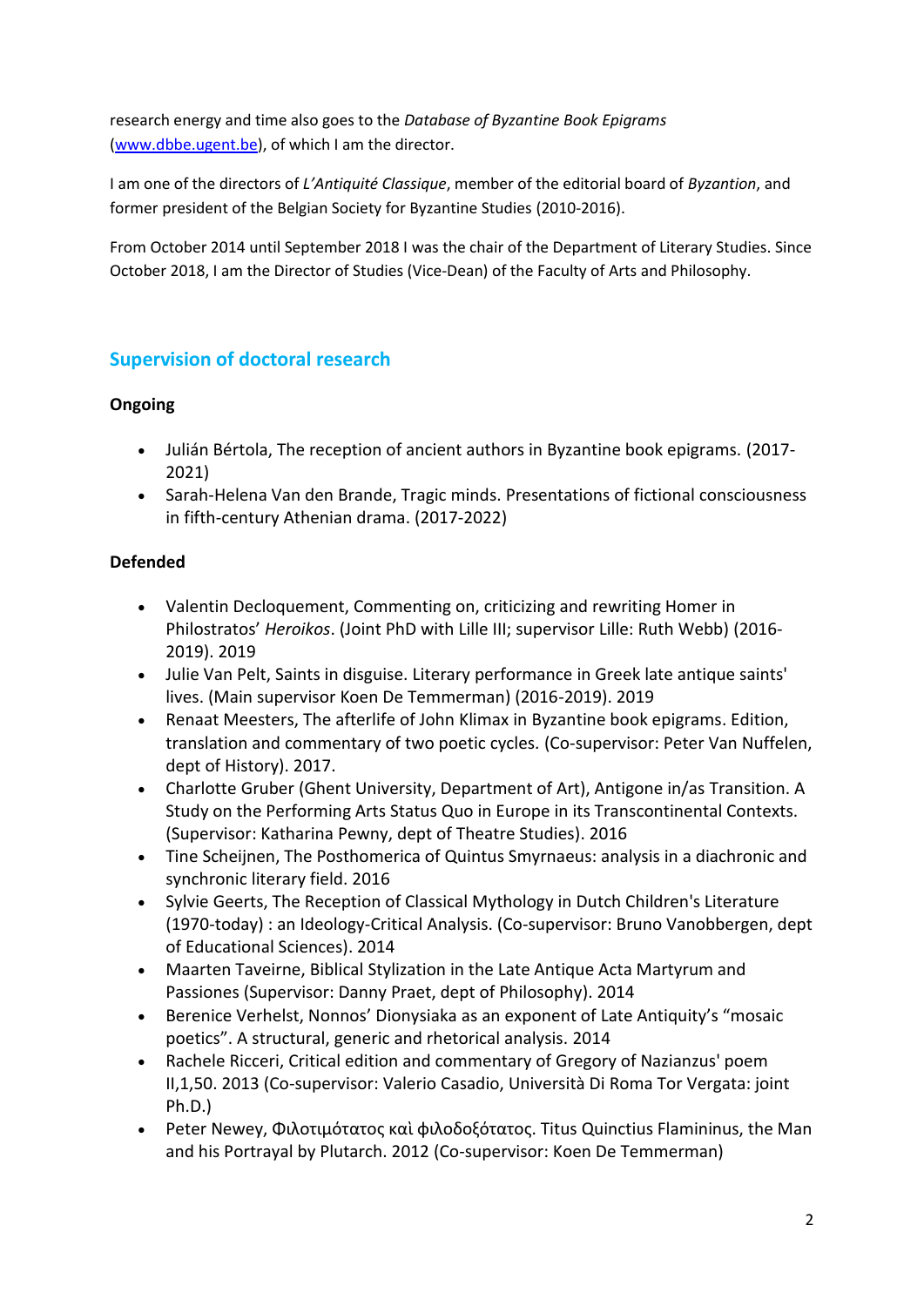research energy and time also goes to the *Database of Byzantine Book Epigrams* ([www.dbbe.ugent.be](www.dbbe.ugent.be)), of which I am the director.

I am one of the directors of *L'Antiquité Classique*, member of the editorial board of *Byzantion*, and former president of the Belgian Society for Byzantine Studies (2010-2016).

From October 2014 until September 2018 I was the chair of the Department of Literary Studies. Since October 2018, I am the Director of Studies (Vice-Dean) of the Faculty of Arts and Philosophy.

## Supervision of doctoral research

**Ongoing**

- Julián Bértola, The reception of ancient authors in Byzantine book epigrams. (2017-2021)
- Sarah-Helena Van den Brande, Tragic minds. Presentations of fictional consciousness in fifth-century Athenian drama. (2017-2022)

**Defended**

- Valentin Decloquement, Commenting on, criticizing and rewriting Homer in Philostratos' *Heroikos*. (Joint PhD with Lille III; supervisor Lille: Ruth Webb) (2016-2019). 2019
- Julie Van Pelt, Saints in disguise. Literary performance in Greek late antique saints' lives. (Main supervisor Koen De Temmerman) (2016-2019). 2019
- Renaat Meesters, The afterlife of John Klimax in Byzantine book epigrams. Edition, translation and commentary of two poetic cycles. (Co-supervisor: Peter Van Nuffelen, dept of History). 2017.
- Charlotte Gruber (Ghent University, Department of Art), Antigone in/as Transition. A Study on the Performing Arts Status Quo in Europe in its Transcontinental Contexts. (Supervisor: Katharina Pewny, dept of Theatre Studies). 2016
- Tine Scheijnen, The Posthomerica of Quintus Smyrnaeus: analysis in a diachronic and synchronic literary field. 2016
- Sylvie Geerts, The Reception of Classical Mythology in Dutch Children's Literature (1970-today) : an Ideology-Critical Analysis. (Co-supervisor: Bruno Vanobbergen, dept of Educational Sciences). 2014
- Maarten Taveirne, Biblical Stylization in the Late Antique Acta Martyrum and Passiones (Supervisor: Danny Praet, dept of Philosophy). 2014
- Berenice Verhelst, Nonnos' Dionysiaka as an exponent of Late Antiquity's "mosaic poetics". A structural, generic and rhetorical analysis. 2014
- Rachele Ricceri, Critical edition and commentary of Gregory of Nazianzus' poem II,1,50. 2013 (Co-supervisor: Valerio Casadio, Università Di Roma Tor Vergata: joint Ph.D.)
- Peter Newey, Φιλοτιμότατος καὶ φιλοδοξότατος. Titus Quinctius Flamininus, the Man and his Portrayal by Plutarch. 2012 (Co-supervisor: Koen De Temmerman)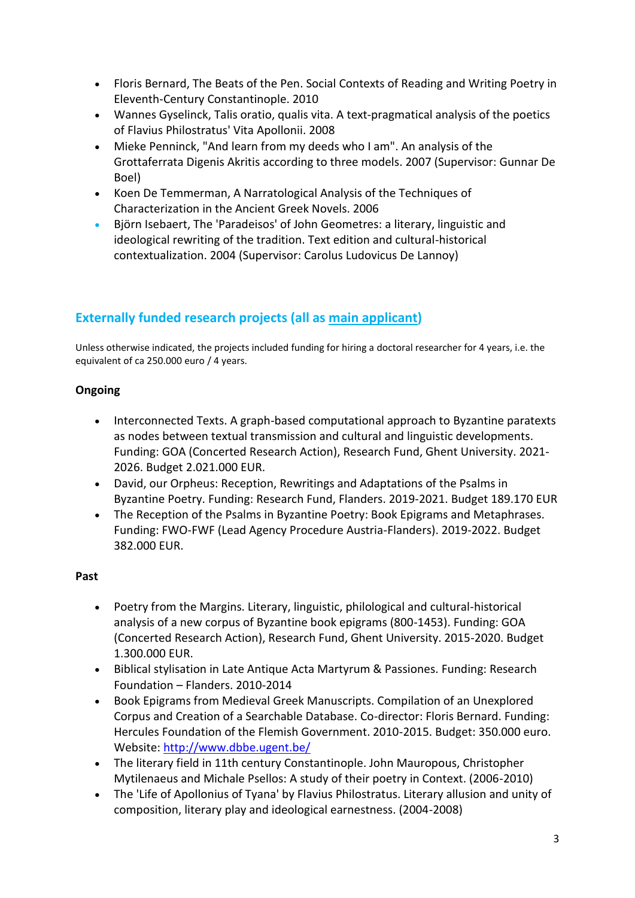- Floris Bernard, The Beats of the Pen. Social Contexts of Reading and Writing Poetry in Eleventh-Century Constantinople. 2010
- Wannes Gyselinck, Talis oratio, qualis vita. A text-pragmatical analysis of the poetics of Flavius Philostratus' Vita Apollonii. 2008
- Mieke Penninck, "And learn from my deeds who I am". An analysis of the Grottaferrata Digenis Akritis according to three models. 2007 (Supervisor: Gunnar De Boel)
- Koen De Temmerman, A Narratological Analysis of the Techniques of Characterization in the Ancient Greek Novels. 2006
- Björn Isebaert, The 'Paradeisos' of John Geometres: a literary, linguistic and ideological rewriting of the tradition. Text edition and cultural-historical contextualization. 2004 (Supervisor: Carolus Ludovicus De Lannoy)

## Externally funded research projects (all as main applicant)

Unless otherwise indicated, the projects included funding for hiring a doctoral researcher for 4 years, i.e. the equivalent of ca 250.000 euro / 4 years.

### Ongoing

- Interconnected Texts. A graph-based computational approach to Byzantine paratexts as nodes between textual transmission and cultural and linguistic developments. Funding: GOA (Concerted Research Action), Research Fund, Ghent University. 2021-2026. Budget 2.021.000 EUR.
- David, our Orpheus: Reception, Rewritings and Adaptations of the Psalms in Byzantine Poetry. Funding: Research Fund, Flanders. 2019-2021. Budget 189.170 EUR
- The Reception of the Psalms in Byzantine Poetry: Book Epigrams and Metaphrases. Funding: FWO-FWF (Lead Agency Procedure Austria-Flanders). 2019-2022. Budget 382.000 EUR.

### Past

- Poetry from the Margins. Literary, linguistic, philological and cultural-historical analysis of a new corpus of Byzantine book epigrams (800-1453). Funding: GOA (Concerted Research Action), Research Fund, Ghent University. 2015-2020. Budget 1.300.000 EUR.
- Biblical stylisation in Late Antique Acta Martyrum & Passiones. Funding: Research Foundation – Flanders. 2010-2014
- Book Epigrams from Medieval Greek Manuscripts. Compilation of an Unexplored Corpus and Creation of a Searchable Database. Co-director: Floris Bernard. Funding: Hercules Foundation of the Flemish Government. 2010-2015. Budget: 350.000 euro. Website: http://www.dbbe.ugent.be/
- The literary field in 11th century Constantinople. John Mauropous, Christopher Mytilenaeus and Michale Psellos: A study of their poetry in Context. (2006-2010)
- The 'Life of Apollonius of Tyana' by Flavius Philostratus. Literary allusion and unity of composition, literary play and ideological earnestness. (2004-2008)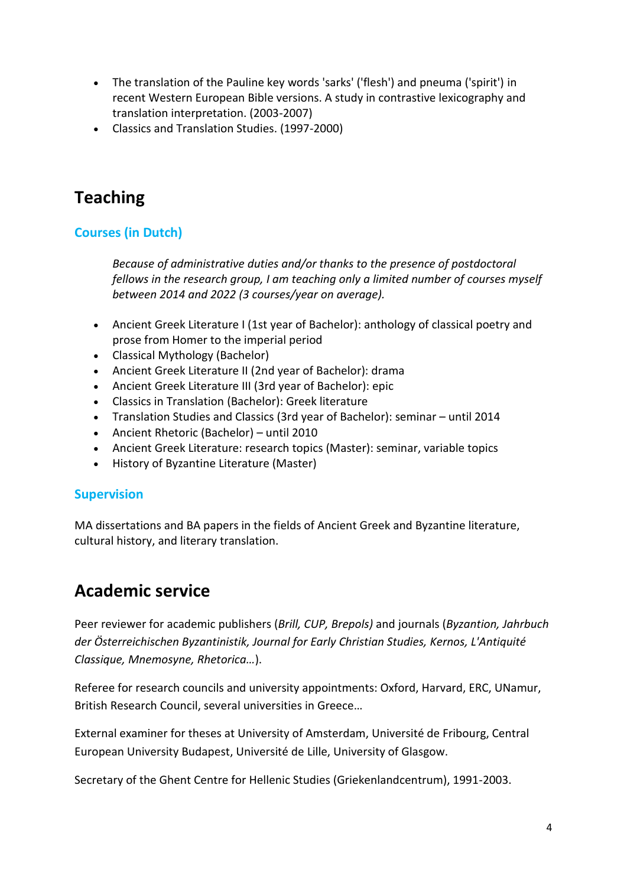- The translation of the Pauline key words 'sarks' ('flesh') and pneuma ('spirit') in recent Western European Bible versions. A study in contrastive lexicography and translation interpretation. (2003-2007)
- Classics and Translation Studies. (1997-2000)

## Teaching

### Courses (in Dutch)

> *Because of administrative duties and/or thanks to the presence of postdoctoral fellows in the research group, I am teaching only a limited number of courses myself between 2014 and 2022 (3 courses/year on average).*

- Ancient Greek Literature I (1st year of Bachelor): anthology of classical poetry and prose from Homer to the imperial period
- Classical Mythology (Bachelor)
- Ancient Greek Literature II (2nd year of Bachelor): drama
- Ancient Greek Literature III (3rd year of Bachelor): epic
- Classics in Translation (Bachelor): Greek literature
- Translation Studies and Classics (3rd year of Bachelor): seminar – until 2014
- Ancient Rhetoric (Bachelor) – until 2010
- Ancient Greek Literature: research topics (Master): seminar, variable topics
- History of Byzantine Literature (Master)

### Supervision

MA dissertations and BA papers in the fields of Ancient Greek and Byzantine literature, cultural history, and literary translation.

## Academic service

Peer reviewer for academic publishers (*Brill, CUP, Brepols)* and journals (*Byzantion, Jahrbuch der Österreichischen Byzantinistik, Journal for Early Christian Studies, Kernos, L'Antiquité Classique, Mnemosyne, Rhetorica…*).

Referee for research councils and university appointments: Oxford, Harvard, ERC, UNamur, British Research Council, several universities in Greece…

External examiner for theses at University of Amsterdam, Université de Fribourg, Central European University Budapest, Université de Lille, University of Glasgow.

Secretary of the Ghent Centre for Hellenic Studies (Griekenlandcentrum), 1991-2003.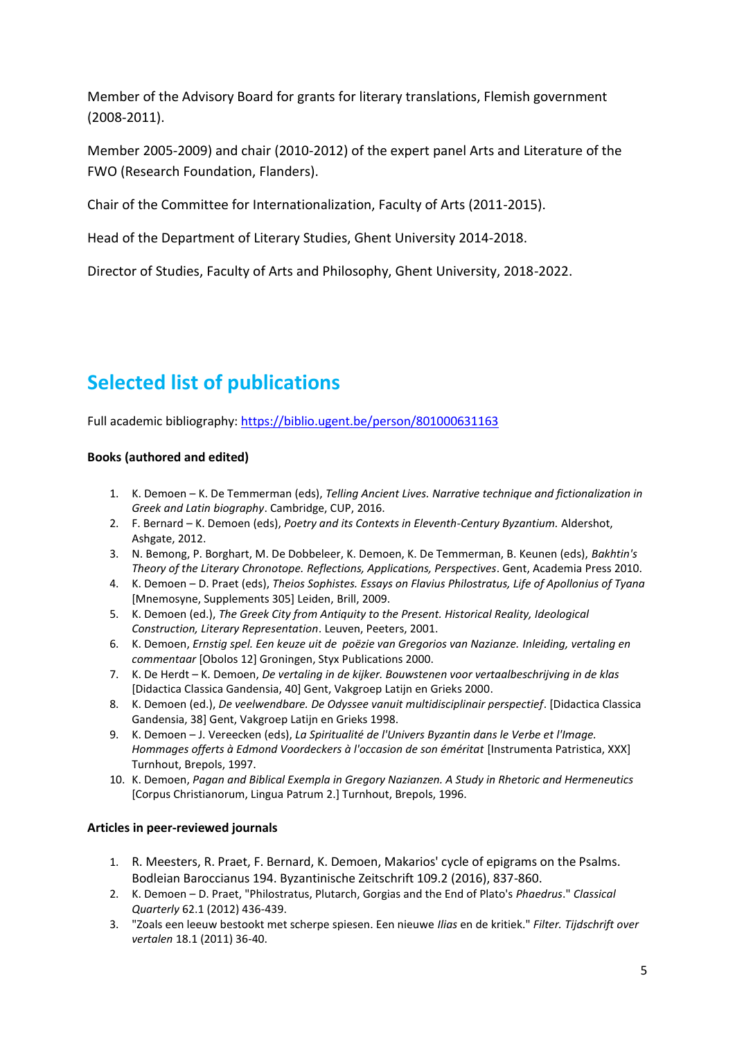Member of the Advisory Board for grants for literary translations, Flemish government (2008-2011).

Member 2005-2009) and chair (2010-2012) of the expert panel Arts and Literature of the FWO (Research Foundation, Flanders).

Chair of the Committee for Internationalization, Faculty of Arts (2011-2015).

Head of the Department of Literary Studies, Ghent University 2014-2018.

Director of Studies, Faculty of Arts and Philosophy, Ghent University, 2018-2022.

## Selected list of publications

Full academic bibliography: https://biblio.ugent.be/person/801000631163

**Books (authored and edited)**

1. K. Demoen – K. De Temmerman (eds), *Telling Ancient Lives. Narrative technique and fictionalization in Greek and Latin biography*. Cambridge, CUP, 2016.
2. F. Bernard – K. Demoen (eds), *Poetry and its Contexts in Eleventh-Century Byzantium.* Aldershot, Ashgate, 2012.
3. N. Bemong, P. Borghart, M. De Dobbeleer, K. Demoen, K. De Temmerman, B. Keunen (eds), *Bakhtin's Theory of the Literary Chronotope. Reflections, Applications, Perspectives*. Gent, Academia Press 2010.
4. K. Demoen – D. Praet (eds), *Theios Sophistes. Essays on Flavius Philostratus, Life of Apollonius of Tyana* [Mnemosyne, Supplements 305] Leiden, Brill, 2009.
5. K. Demoen (ed.), *The Greek City from Antiquity to the Present. Historical Reality, Ideological Construction, Literary Representation*. Leuven, Peeters, 2001.
6. K. Demoen, *Ernstig spel. Een keuze uit de poëzie van Gregorios van Nazianze. Inleiding, vertaling en commentaar* [Obolos 12] Groningen, Styx Publications 2000.
7. K. De Herdt – K. Demoen, *De vertaling in de kijker. Bouwstenen voor vertaalbeschrijving in de klas* [Didactica Classica Gandensia, 40] Gent, Vakgroep Latijn en Grieks 2000.
8. K. Demoen (ed.), *De veelwendbare. De Odyssee vanuit multidisciplinair perspectief*. [Didactica Classica Gandensia, 38] Gent, Vakgroep Latijn en Grieks 1998.
9. K. Demoen – J. Vereecken (eds), *La Spiritualité de l'Univers Byzantin dans le Verbe et l'Image. Hommages offerts à Edmond Voordeckers à l'occasion de son éméritat* [Instrumenta Patristica, XXX] Turnhout, Brepols, 1997.
10. K. Demoen, *Pagan and Biblical Exempla in Gregory Nazianzen. A Study in Rhetoric and Hermeneutics* [Corpus Christianorum, Lingua Patrum 2.] Turnhout, Brepols, 1996.

**Articles in peer-reviewed journals**

1. R. Meesters, R. Praet, F. Bernard, K. Demoen, Makarios' cycle of epigrams on the Psalms. Bodleian Baroccianus 194. Byzantinische Zeitschrift 109.2 (2016), 837-860.
2. K. Demoen – D. Praet, "Philostratus, Plutarch, Gorgias and the End of Plato's *Phaedrus*." *Classical Quarterly* 62.1 (2012) 436-439.
3. "Zoals een leeuw bestookt met scherpe spiesen. Een nieuwe *Ilias* en de kritiek." *Filter. Tijdschrift over vertalen* 18.1 (2011) 36-40.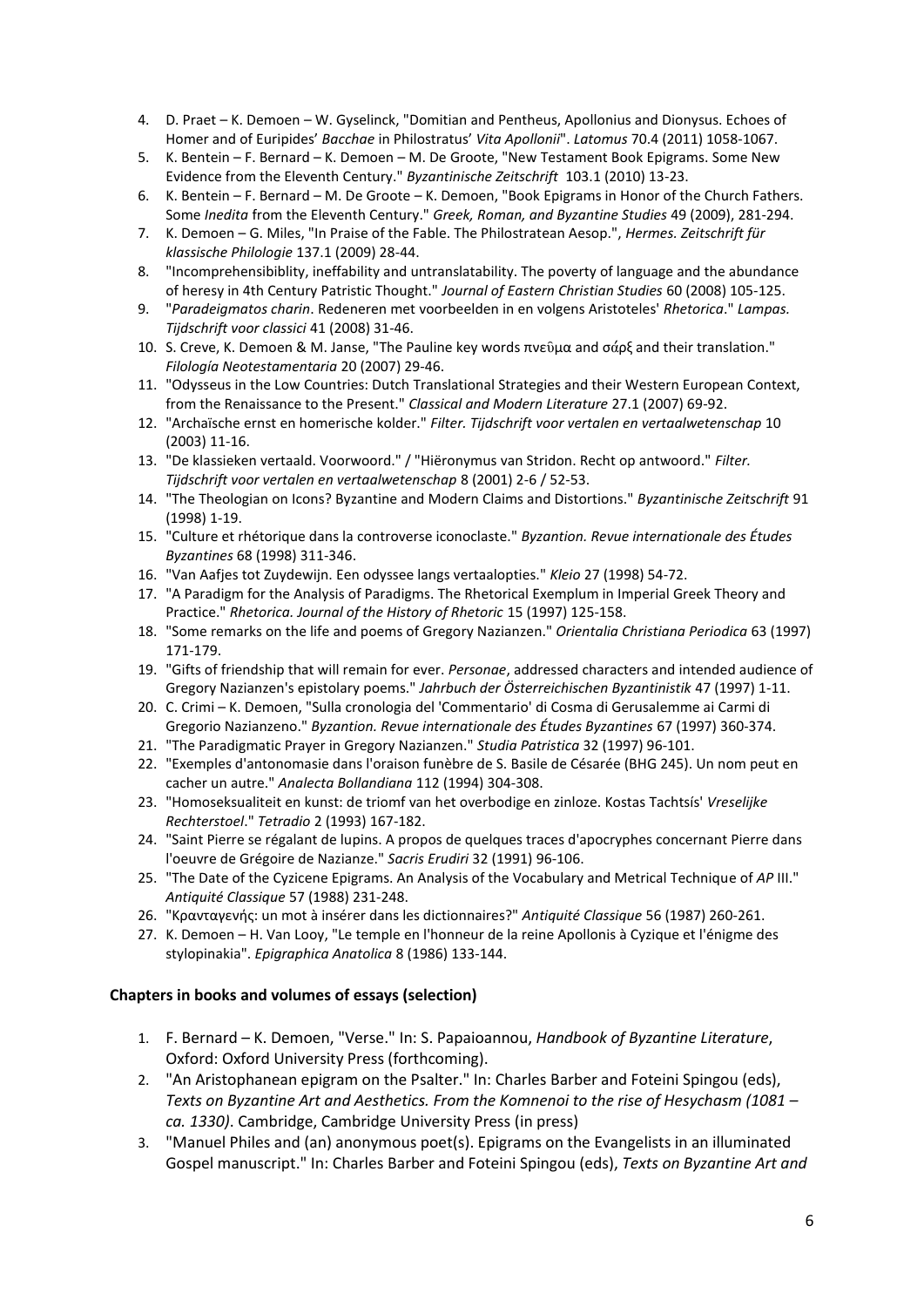4. D. Praet – K. Demoen – W. Gyselinck, "Domitian and Pentheus, Apollonius and Dionysus. Echoes of Homer and of Euripides' *Bacchae* in Philostratus' *Vita Apollonii*". *Latomus* 70.4 (2011) 1058-1067.
5. K. Bentein – F. Bernard – K. Demoen – M. De Groote, "New Testament Book Epigrams. Some New Evidence from the Eleventh Century." *Byzantinische Zeitschrift* 103.1 (2010) 13-23.
6. K. Bentein – F. Bernard – M. De Groote – K. Demoen, "Book Epigrams in Honor of the Church Fathers. Some *Inedita* from the Eleventh Century." *Greek, Roman, and Byzantine Studies* 49 (2009), 281-294.
7. K. Demoen – G. Miles, "In Praise of the Fable. The Philostratean Aesop.", *Hermes. Zeitschrift für klassische Philologie* 137.1 (2009) 28-44.
8. "Incomprehensibiblity, ineffability and untranslatability. The poverty of language and the abundance of heresy in 4th Century Patristic Thought." *Journal of Eastern Christian Studies* 60 (2008) 105-125.
9. "*Paradeigmatos charin*. Redeneren met voorbeelden in en volgens Aristoteles' *Rhetorica*." *Lampas. Tijdschrift voor classici* 41 (2008) 31-46.
10. S. Creve, K. Demoen & M. Janse, "The Pauline key words πνεῦμα and σάρξ and their translation." *Filología Neotestamentaria* 20 (2007) 29-46.
11. "Odysseus in the Low Countries: Dutch Translational Strategies and their Western European Context, from the Renaissance to the Present." *Classical and Modern Literature* 27.1 (2007) 69-92.
12. "Archaïsche ernst en homerische kolder." *Filter. Tijdschrift voor vertalen en vertaalwetenschap* 10 (2003) 11-16.
13. "De klassieken vertaald. Voorwoord." / "Hiëronymus van Stridon. Recht op antwoord." *Filter. Tijdschrift voor vertalen en vertaalwetenschap* 8 (2001) 2-6 / 52-53.
14. "The Theologian on Icons? Byzantine and Modern Claims and Distortions." *Byzantinische Zeitschrift* 91 (1998) 1-19.
15. "Culture et rhétorique dans la controverse iconoclaste." *Byzantion. Revue internationale des Études Byzantines* 68 (1998) 311-346.
16. "Van Aafjes tot Zuydewijn. Een odyssee langs vertaalopties." *Kleio* 27 (1998) 54-72.
17. "A Paradigm for the Analysis of Paradigms. The Rhetorical Exemplum in Imperial Greek Theory and Practice." *Rhetorica. Journal of the History of Rhetoric* 15 (1997) 125-158.
18. "Some remarks on the life and poems of Gregory Nazianzen." *Orientalia Christiana Periodica* 63 (1997) 171-179.
19. "Gifts of friendship that will remain for ever. *Personae*, addressed characters and intended audience of Gregory Nazianzen's epistolary poems." *Jahrbuch der Österreichischen Byzantinistik* 47 (1997) 1-11.
20. C. Crimi – K. Demoen, "Sulla cronologia del 'Commentario' di Cosma di Gerusalemme ai Carmi di Gregorio Nazianzeno." *Byzantion. Revue internationale des Études Byzantines* 67 (1997) 360-374.
21. "The Paradigmatic Prayer in Gregory Nazianzen." *Studia Patristica* 32 (1997) 96-101.
22. "Exemples d'antonomasie dans l'oraison funèbre de S. Basile de Césarée (BHG 245). Un nom peut en cacher un autre." *Analecta Bollandiana* 112 (1994) 304-308.
23. "Homoseksualiteit en kunst: de triomf van het overbodige en zinloze. Kostas Tachtsís' *Vreselijke Rechterstoel*." *Tetradio* 2 (1993) 167-182.
24. "Saint Pierre se régalant de lupins. A propos de quelques traces d'apocryphes concernant Pierre dans l'oeuvre de Grégoire de Nazianze." *Sacris Erudiri* 32 (1991) 96-106.
25. "The Date of the Cyzicene Epigrams. An Analysis of the Vocabulary and Metrical Technique of *AP* III." *Antiquité Classique* 57 (1988) 231-248.
26. "Κρανταγενής: un mot à insérer dans les dictionnaires?" *Antiquité Classique* 56 (1987) 260-261.
27. K. Demoen – H. Van Looy, "Le temple en l'honneur de la reine Apollonis à Cyzique et l'énigme des stylopinakia". *Epigraphica Anatolica* 8 (1986) 133-144.

**Chapters in books and volumes of essays (selection)**

1. F. Bernard – K. Demoen, "Verse." In: S. Papaioannou, *Handbook of Byzantine Literature*, Oxford: Oxford University Press (forthcoming).
2. "An Aristophanean epigram on the Psalter." In: Charles Barber and Foteini Spingou (eds), *Texts on Byzantine Art and Aesthetics. From the Komnenoi to the rise of Hesychasm (1081 – ca. 1330)*. Cambridge, Cambridge University Press (in press)
3. "Manuel Philes and (an) anonymous poet(s). Epigrams on the Evangelists in an illuminated Gospel manuscript." In: Charles Barber and Foteini Spingou (eds), *Texts on Byzantine Art and*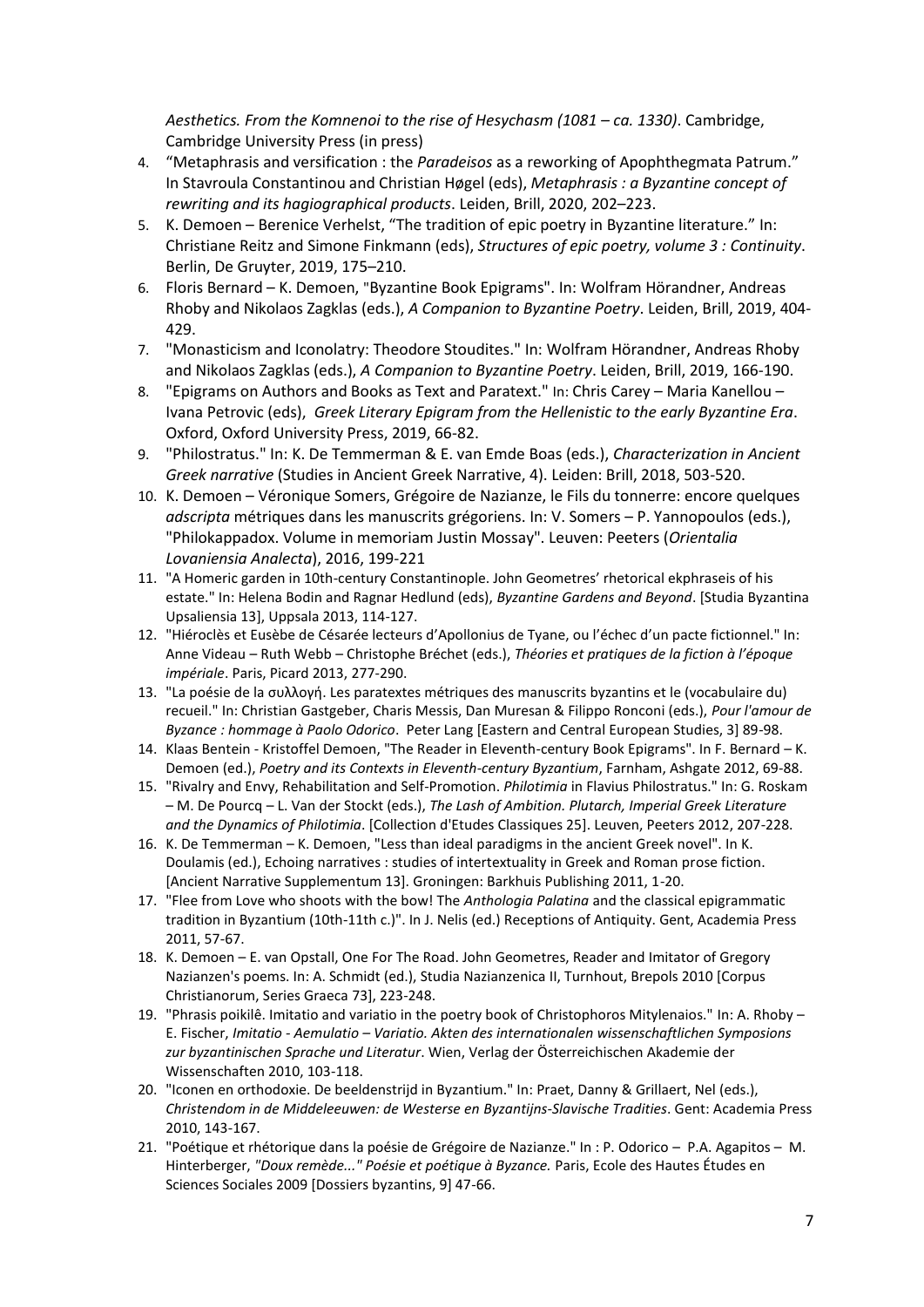*Aesthetics. From the Komnenoi to the rise of Hesychasm (1081 – ca. 1330)*. Cambridge, Cambridge University Press (in press)

4. “Metaphrasis and versification : the *Paradeisos* as a reworking of Apophthegmata Patrum.” In Stavroula Constantinou and Christian Høgel (eds), *Metaphrasis : a Byzantine concept of rewriting and its hagiographical products*. Leiden, Brill, 2020, 202–223.
5. K. Demoen – Berenice Verhelst, “The tradition of epic poetry in Byzantine literature.” In: Christiane Reitz and Simone Finkmann (eds), *Structures of epic poetry, volume 3 : Continuity*. Berlin, De Gruyter, 2019, 175–210.
6. Floris Bernard – K. Demoen, "Byzantine Book Epigrams". In: Wolfram Hörandner, Andreas Rhoby and Nikolaos Zagklas (eds.), *A Companion to Byzantine Poetry*. Leiden, Brill, 2019, 404-429.
7. "Monasticism and Iconolatry: Theodore Stoudites." In: Wolfram Hörandner, Andreas Rhoby and Nikolaos Zagklas (eds.), *A Companion to Byzantine Poetry*. Leiden, Brill, 2019, 166-190.
8. "Epigrams on Authors and Books as Text and Paratext." In: Chris Carey – Maria Kanellou – Ivana Petrovic (eds), *Greek Literary Epigram from the Hellenistic to the early Byzantine Era*. Oxford, Oxford University Press, 2019, 66-82.
9. "Philostratus." In: K. De Temmerman & E. van Emde Boas (eds.), *Characterization in Ancient Greek narrative* (Studies in Ancient Greek Narrative, 4). Leiden: Brill, 2018, 503-520.
10. K. Demoen – Véronique Somers, Grégoire de Nazianze, le Fils du tonnerre: encore quelques *adscripta* métriques dans les manuscrits grégoriens. In: V. Somers – P. Yannopoulos (eds.), "Philokappadox. Volume in memoriam Justin Mossay". Leuven: Peeters (*Orientalia Lovaniensia Analecta*), 2016, 199-221
11. "A Homeric garden in 10th-century Constantinople. John Geometres’ rhetorical ekphraseis of his estate." In: Helena Bodin and Ragnar Hedlund (eds), *Byzantine Gardens and Beyond*. [Studia Byzantina Upsaliensia 13], Uppsala 2013, 114-127.
12. "Hiéroclès et Eusèbe de Césarée lecteurs d’Apollonius de Tyane, ou l’échec d’un pacte fictionnel." In: Anne Videau – Ruth Webb – Christophe Bréchet (eds.), *Théories et pratiques de la fiction à l’époque impériale*. Paris, Picard 2013, 277-290.
13. "La poésie de la συλλογή. Les paratextes métriques des manuscrits byzantins et le (vocabulaire du) recueil." In: Christian Gastgeber, Charis Messis, Dan Muresan & Filippo Ronconi (eds.), *Pour l'amour de Byzance : hommage à Paolo Odorico*. Peter Lang [Eastern and Central European Studies, 3] 89-98.
14. Klaas Bentein - Kristoffel Demoen, "The Reader in Eleventh-century Book Epigrams". In F. Bernard – K. Demoen (ed.), *Poetry and its Contexts in Eleventh-century Byzantium*, Farnham, Ashgate 2012, 69-88.
15. "Rivalry and Envy, Rehabilitation and Self-Promotion. *Philotimia* in Flavius Philostratus." In: G. Roskam – M. De Pourcq – L. Van der Stockt (eds.), *The Lash of Ambition. Plutarch, Imperial Greek Literature and the Dynamics of Philotimia*. [Collection d'Etudes Classiques 25]. Leuven, Peeters 2012, 207-228.
16. K. De Temmerman – K. Demoen, "Less than ideal paradigms in the ancient Greek novel". In K. Doulamis (ed.), Echoing narratives : studies of intertextuality in Greek and Roman prose fiction. [Ancient Narrative Supplementum 13]. Groningen: Barkhuis Publishing 2011, 1-20.
17. "Flee from Love who shoots with the bow! The *Anthologia Palatina* and the classical epigrammatic tradition in Byzantium (10th-11th c.)". In J. Nelis (ed.) Receptions of Antiquity. Gent, Academia Press 2011, 57-67.
18. K. Demoen – E. van Opstall, One For The Road. John Geometres, Reader and Imitator of Gregory Nazianzen's poems. In: A. Schmidt (ed.), Studia Nazianzenica II, Turnhout, Brepols 2010 [Corpus Christianorum, Series Graeca 73], 223-248.
19. "Phrasis poikilê. Imitatio and variatio in the poetry book of Christophoros Mitylenaios." In: A. Rhoby – E. Fischer, *Imitatio - Aemulatio – Variatio. Akten des internationalen wissenschaftlichen Symposions zur byzantinischen Sprache und Literatur*. Wien, Verlag der Österreichischen Akademie der Wissenschaften 2010, 103-118.
20. "Iconen en orthodoxie. De beeldenstrijd in Byzantium." In: Praet, Danny & Grillaert, Nel (eds.), *Christendom in de Middeleeuwen: de Westerse en Byzantijns-Slavische Tradities*. Gent: Academia Press 2010, 143-167.
21. "Poétique et rhétorique dans la poésie de Grégoire de Nazianze." In : P. Odorico – P.A. Agapitos – M. Hinterberger, *"Doux remède..." Poésie et poétique à Byzance.* Paris, Ecole des Hautes Études en Sciences Sociales 2009 [Dossiers byzantins, 9] 47-66.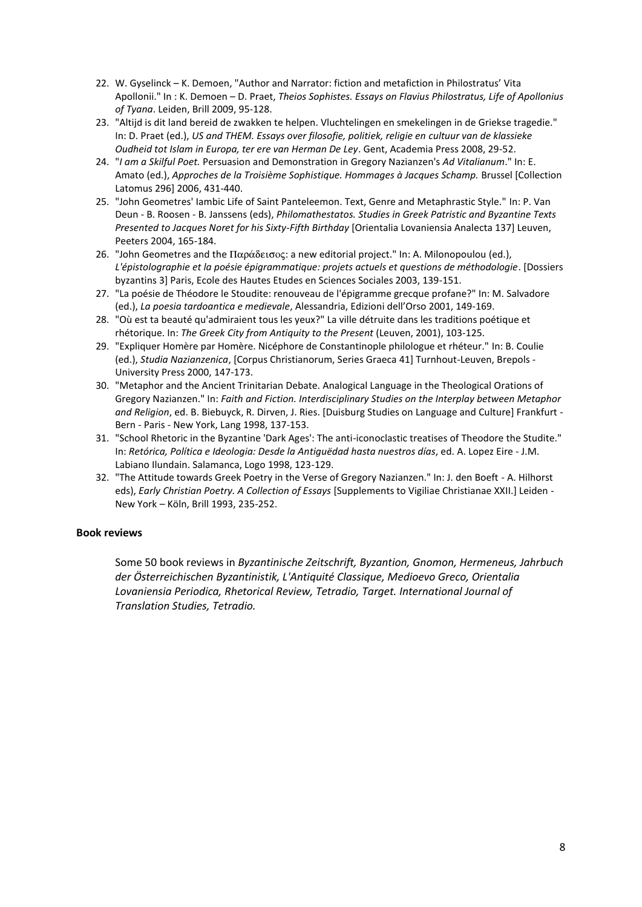22. W. Gyselinck – K. Demoen, "Author and Narrator: fiction and metafiction in Philostratus' Vita Apollonii." In : K. Demoen – D. Praet, *Theios Sophistes. Essays on Flavius Philostratus, Life of Apollonius of Tyana*. Leiden, Brill 2009, 95-128.
23. "Altijd is dit land bereid de zwakken te helpen. Vluchtelingen en smekelingen in de Griekse tragedie." In: D. Praet (ed.), *US and THEM. Essays over filosofie, politiek, religie en cultuur van de klassieke Oudheid tot Islam in Europa, ter ere van Herman De Ley*. Gent, Academia Press 2008, 29-52.
24. "*I am a Skilful Poet.* Persuasion and Demonstration in Gregory Nazianzen's *Ad Vitalianum*." In: E. Amato (ed.), *Approches de la Troisième Sophistique. Hommages à Jacques Schamp.* Brussel [Collection Latomus 296] 2006, 431-440.
25. "John Geometres' Iambic Life of Saint Panteleemon. Text, Genre and Metaphrastic Style." In: P. Van Deun - B. Roosen - B. Janssens (eds), *Philomathestatos. Studies in Greek Patristic and Byzantine Texts Presented to Jacques Noret for his Sixty-Fifth Birthday* [Orientalia Lovaniensia Analecta 137] Leuven, Peeters 2004, 165-184.
26. "John Geometres and the Παράδεισος: a new editorial project." In: A. Milonopoulou (ed.), *L'épistolographie et la poésie épigrammatique: projets actuels et questions de méthodologie*. [Dossiers byzantins 3] Paris, Ecole des Hautes Etudes en Sciences Sociales 2003, 139-151.
27. "La poésie de Théodore le Stoudite: renouveau de l'épigramme grecque profane?" In: M. Salvadore (ed.), *La poesia tardoantica e medievale*, Alessandria, Edizioni dell'Orso 2001, 149-169.
28. "Où est ta beauté qu'admiraient tous les yeux?" La ville détruite dans les traditions poétique et rhétorique. In: *The Greek City from Antiquity to the Present* (Leuven, 2001), 103-125.
29. "Expliquer Homère par Homère. Nicéphore de Constantinople philologue et rhéteur." In: B. Coulie (ed.), *Studia Nazianzenica*, [Corpus Christianorum, Series Graeca 41] Turnhout-Leuven, Brepols - University Press 2000, 147-173.
30. "Metaphor and the Ancient Trinitarian Debate. Analogical Language in the Theological Orations of Gregory Nazianzen." In: *Faith and Fiction. Interdisciplinary Studies on the Interplay between Metaphor and Religion*, ed. B. Biebuyck, R. Dirven, J. Ries. [Duisburg Studies on Language and Culture] Frankfurt - Bern - Paris - New York, Lang 1998, 137-153.
31. "School Rhetoric in the Byzantine 'Dark Ages': The anti-iconoclastic treatises of Theodore the Studite." In: *Retórica, Política e Ideologia: Desde la Antiguëdad hasta nuestros días*, ed. A. Lopez Eire - J.M. Labiano Ilundain. Salamanca, Logo 1998, 123-129.
32. "The Attitude towards Greek Poetry in the Verse of Gregory Nazianzen." In: J. den Boeft - A. Hilhorst eds), *Early Christian Poetry. A Collection of Essays* [Supplements to Vigiliae Christianae XXII.] Leiden - New York – Köln, Brill 1993, 235-252.

**Book reviews**

Some 50 book reviews in *Byzantinische Zeitschrift, Byzantion, Gnomon, Hermeneus, Jahrbuch der Österreichischen Byzantinistik, L'Antiquité Classique, Medioevo Greco, Orientalia Lovaniensia Periodica, Rhetorical Review, Tetradio, Target. International Journal of Translation Studies, Tetradio.*